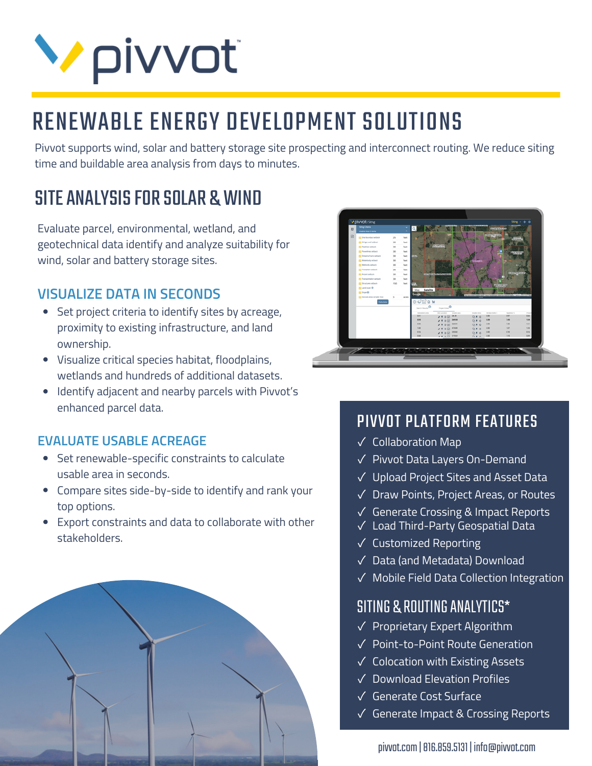# pivvot™

# RENEWABLE ENERGY DEVELOPMENT SOLUTIONS

Pivvot supports wind, solar and battery storage site prospecting and interconnect routing. We reduce siting time and buildable area analysis from days to minutes.

## SITE ANALYSIS FOR SOLAR & WIND

Evaluate parcel, environmental, wetland, and geotechnical data identify and analyze suitability for wind, solar and battery storage sites.

### VISUALIZE DATA IN SECONDS

- Set project criteria to identify sites by acreage, proximity to existing infrastructure, and land ownership.
- Visualize critical species habitat, floodplains, wetlands and hundreds of additional datasets.
- Identify adjacent and nearby parcels with Pivvot's enhanced parcel data.

### EVALUATE USABLE ACREAGE

- Set renewable-specific constraints to calculate usable area in seconds.
- Compare sites side-by-side to identify and rank your top options.
- Export constraints and data to collaborate with other stakeholders.

## PIVVOT PLATFORM FEATURES

- ✓ Collaboration Map
- ✓ Pivvot Data Layers On-Demand
- ✓ Upload Project Sites and Asset Data
- ✓ Draw Points, Project Areas, or Routes
- ✓ Generate Crossing & Impact Reports
- ✓ Load Third-Party Geospatial Data
- ✓ Customized Reporting
- ✓ Data (and Metadata) Download
- ✓ Mobile Field Data Collection Integration

## SITING & ROUTING ANALYTICS*

- ✓ Proprietary Expert Algorithm
- ✓ Point-to-Point Route Generation
- ✓ Colocation with Existing Assets
- ✓ Download Elevation Profiles
- ✓ Generate Cost Surface
- ✓ Generate Impact & Crossing Reports

pivvot.com | 816.859.5131 | info@pivvot.com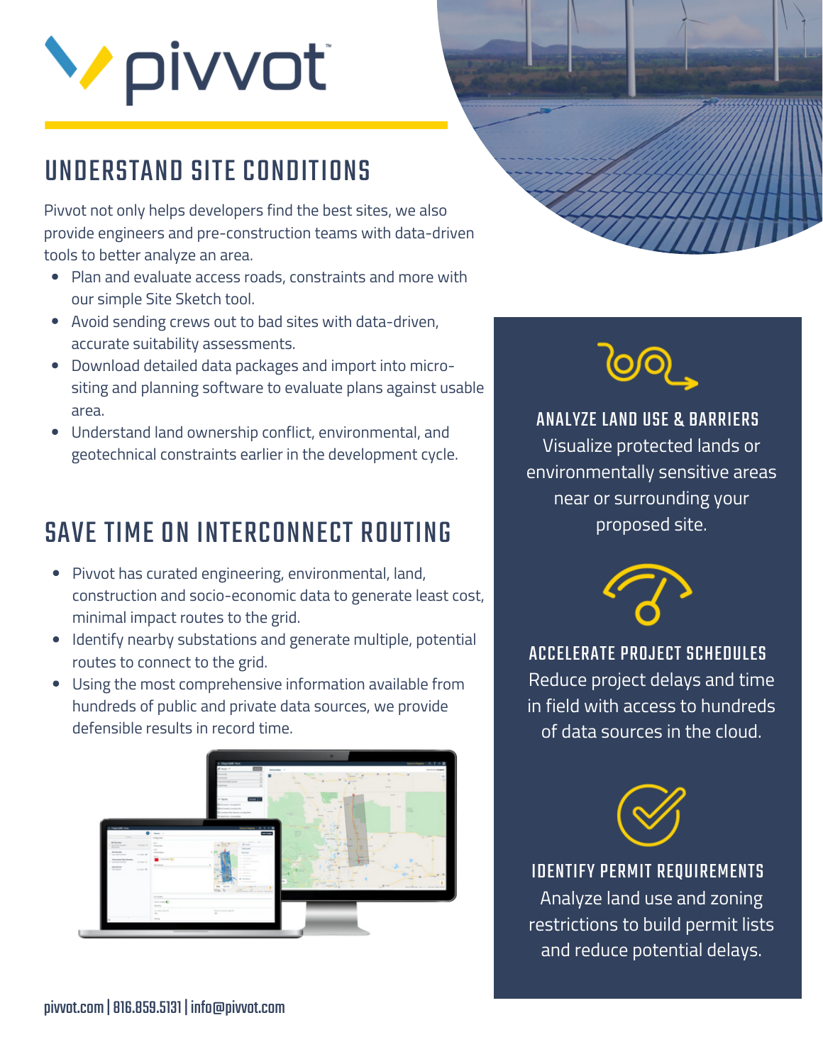pivvot

## UNDERSTAND SITE CONDITIONS

Pivvot not only helps developers find the best sites, we also provide engineers and pre-construction teams with data-driven tools to better analyze an area.

- Plan and evaluate access roads, constraints and more with our simple Site Sketch tool.
- Avoid sending crews out to bad sites with data-driven, accurate suitability assessments.
- Download detailed data packages and import into micro-siting and planning software to evaluate plans against usable area.
- Understand land ownership conflict, environmental, and geotechnical constraints earlier in the development cycle.

## SAVE TIME ON INTERCONNECT ROUTING

- Pivvot has curated engineering, environmental, land, construction and socio-economic data to generate least cost, minimal impact routes to the grid.
- Identify nearby substations and generate multiple, potential routes to connect to the grid.
- Using the most comprehensive information available from hundreds of public and private data sources, we provide defensible results in record time.

### ANALYZE LAND USE & BARRIERS

Visualize protected lands or environmentally sensitive areas near or surrounding your proposed site.

### ACCELERATE PROJECT SCHEDULES

Reduce project delays and time in field with access to hundreds of data sources in the cloud.

### IDENTIFY PERMIT REQUIREMENTS

Analyze land use and zoning restrictions to build permit lists and reduce potential delays.

pivvot.com | 816.859.5131 | info@pivvot.com